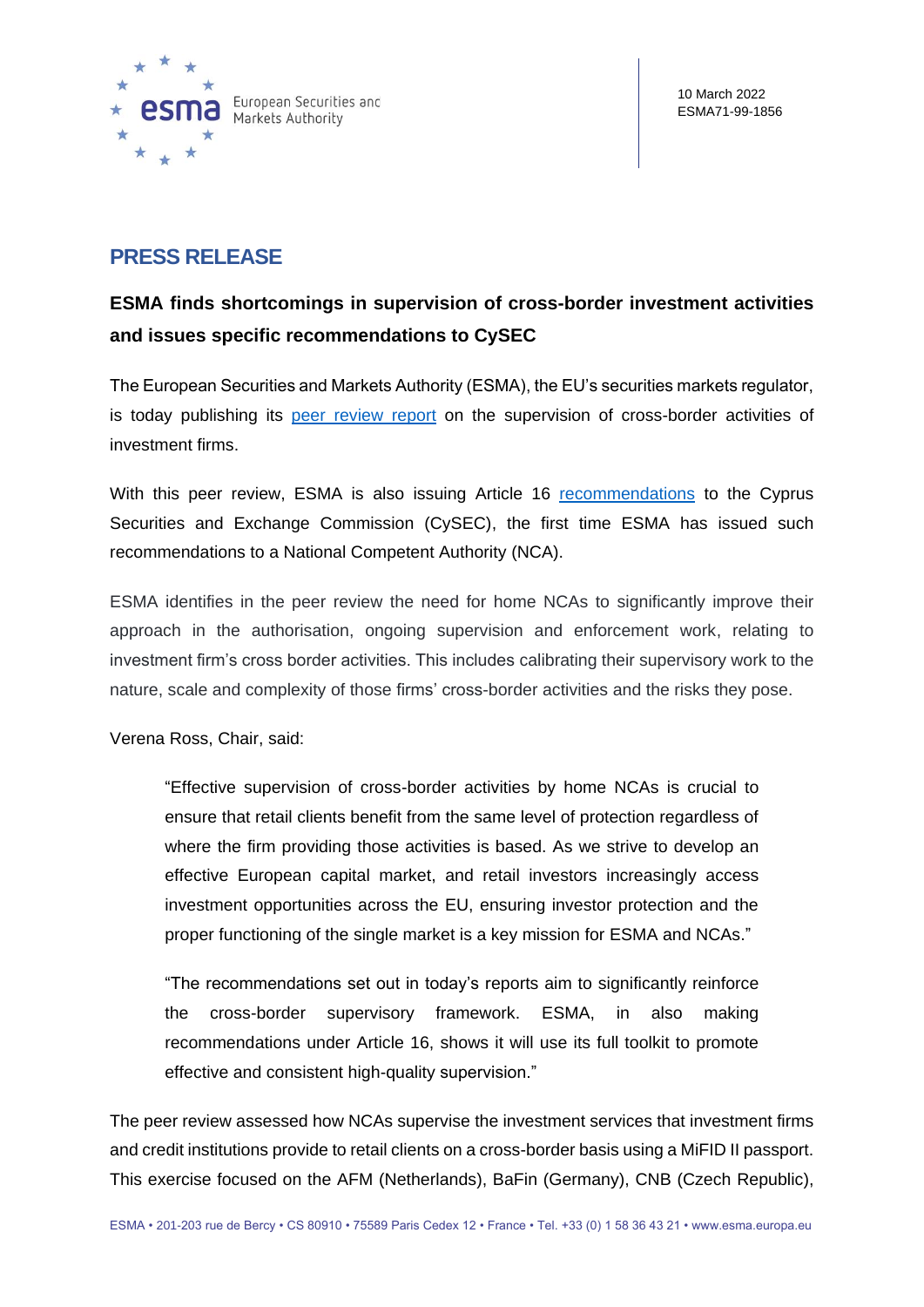10 March 2022
ESMA71-99-1856

# PRESS RELEASE

## ESMA finds shortcomings in supervision of cross-border investment activities and issues specific recommendations to CySEC

The European Securities and Markets Authority (ESMA), the EU's securities markets regulator, is today publishing its peer review report on the supervision of cross-border activities of investment firms.

With this peer review, ESMA is also issuing Article 16 recommendations to the Cyprus Securities and Exchange Commission (CySEC), the first time ESMA has issued such recommendations to a National Competent Authority (NCA).

ESMA identifies in the peer review the need for home NCAs to significantly improve their approach in the authorisation, ongoing supervision and enforcement work, relating to investment firm's cross border activities. This includes calibrating their supervisory work to the nature, scale and complexity of those firms' cross-border activities and the risks they pose.

Verena Ross, Chair, said:

> "Effective supervision of cross-border activities by home NCAs is crucial to ensure that retail clients benefit from the same level of protection regardless of where the firm providing those activities is based. As we strive to develop an effective European capital market, and retail investors increasingly access investment opportunities across the EU, ensuring investor protection and the proper functioning of the single market is a key mission for ESMA and NCAs."
>
> "The recommendations set out in today's reports aim to significantly reinforce the cross-border supervisory framework. ESMA, in also making recommendations under Article 16, shows it will use its full toolkit to promote effective and consistent high-quality supervision."

The peer review assessed how NCAs supervise the investment services that investment firms and credit institutions provide to retail clients on a cross-border basis using a MiFID II passport. This exercise focused on the AFM (Netherlands), BaFin (Germany), CNB (Czech Republic),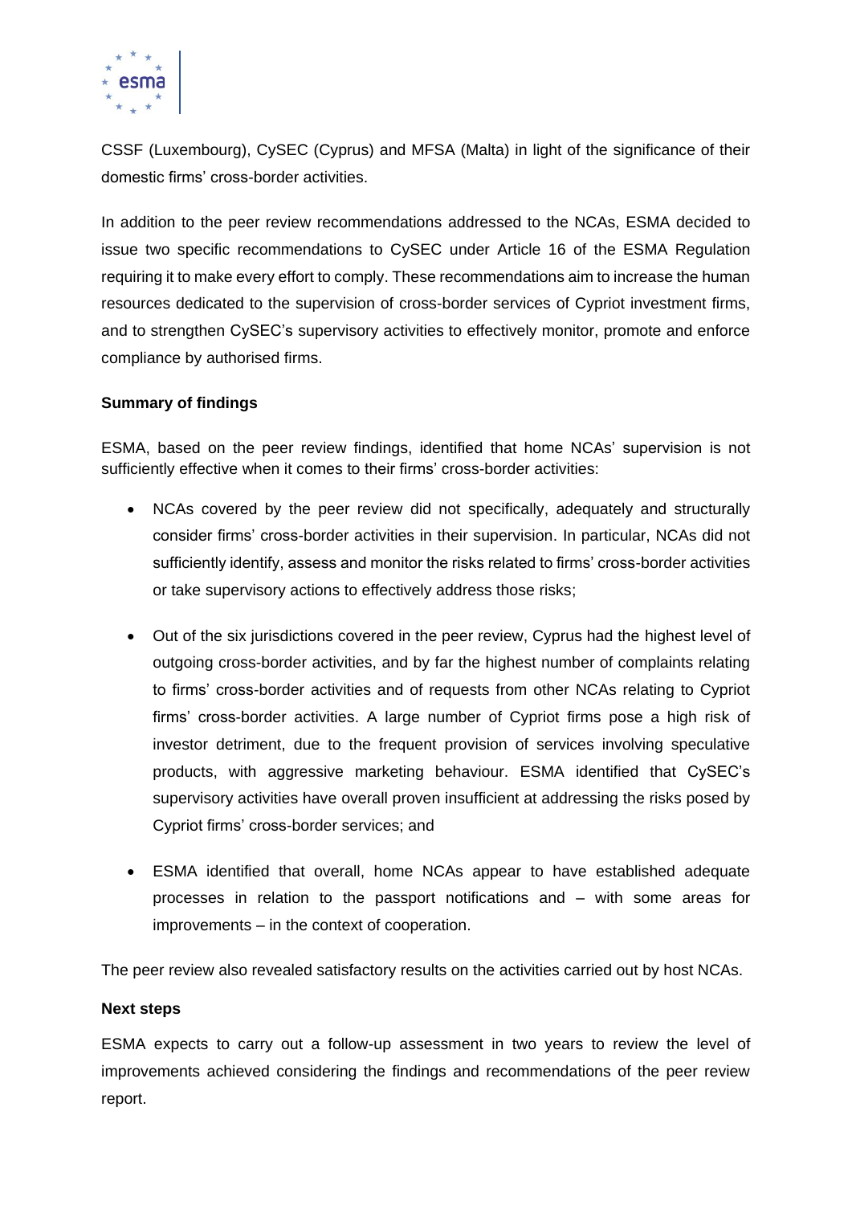CSSF (Luxembourg), CySEC (Cyprus) and MFSA (Malta) in light of the significance of their domestic firms' cross-border activities.

In addition to the peer review recommendations addressed to the NCAs, ESMA decided to issue two specific recommendations to CySEC under Article 16 of the ESMA Regulation requiring it to make every effort to comply. These recommendations aim to increase the human resources dedicated to the supervision of cross-border services of Cypriot investment firms, and to strengthen CySEC's supervisory activities to effectively monitor, promote and enforce compliance by authorised firms.

**Summary of findings**

ESMA, based on the peer review findings, identified that home NCAs' supervision is not sufficiently effective when it comes to their firms' cross-border activities:

- NCAs covered by the peer review did not specifically, adequately and structurally consider firms' cross-border activities in their supervision. In particular, NCAs did not sufficiently identify, assess and monitor the risks related to firms' cross-border activities or take supervisory actions to effectively address those risks;

- Out of the six jurisdictions covered in the peer review, Cyprus had the highest level of outgoing cross-border activities, and by far the highest number of complaints relating to firms' cross-border activities and of requests from other NCAs relating to Cypriot firms' cross-border activities. A large number of Cypriot firms pose a high risk of investor detriment, due to the frequent provision of services involving speculative products, with aggressive marketing behaviour. ESMA identified that CySEC's supervisory activities have overall proven insufficient at addressing the risks posed by Cypriot firms' cross-border services; and

- ESMA identified that overall, home NCAs appear to have established adequate processes in relation to the passport notifications and – with some areas for improvements – in the context of cooperation.

The peer review also revealed satisfactory results on the activities carried out by host NCAs.

**Next steps**

ESMA expects to carry out a follow-up assessment in two years to review the level of improvements achieved considering the findings and recommendations of the peer review report.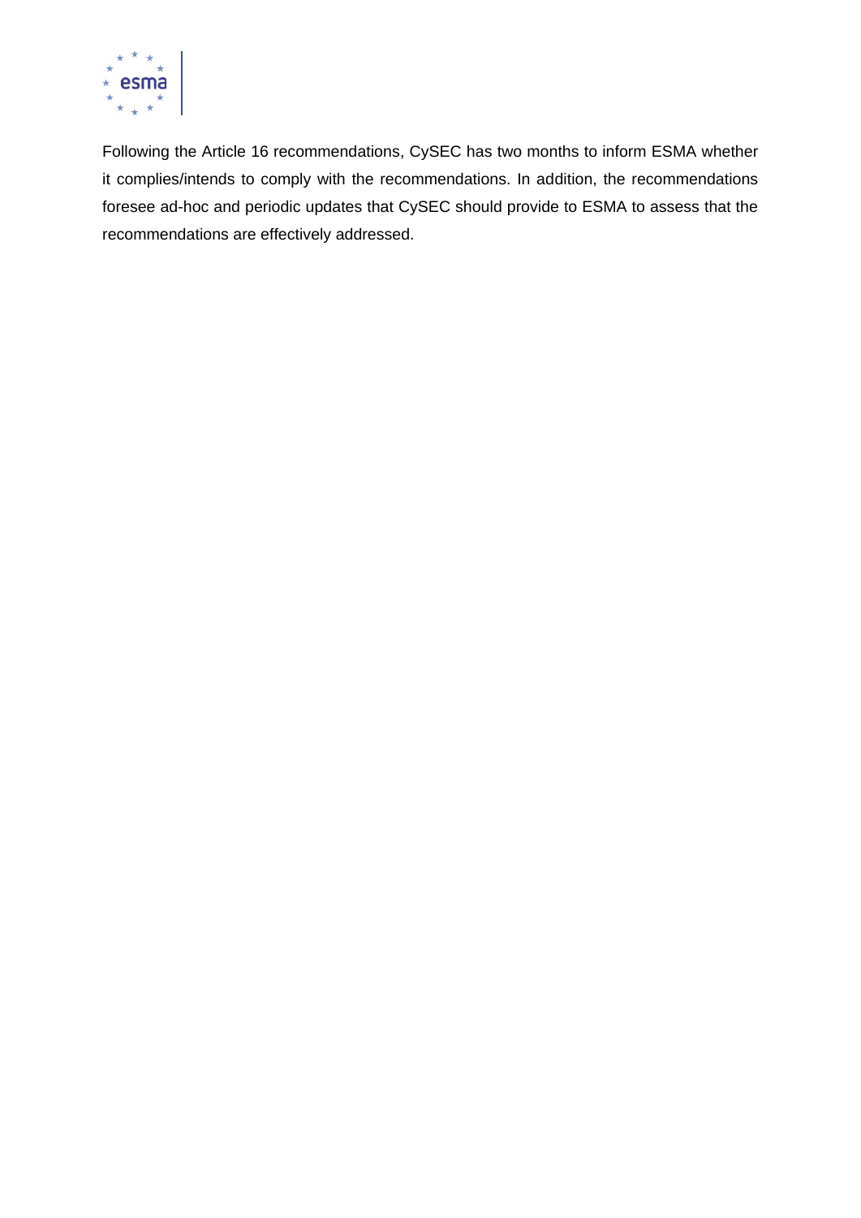Following the Article 16 recommendations, CySEC has two months to inform ESMA whether it complies/intends to comply with the recommendations. In addition, the recommendations foresee ad-hoc and periodic updates that CySEC should provide to ESMA to assess that the recommendations are effectively addressed.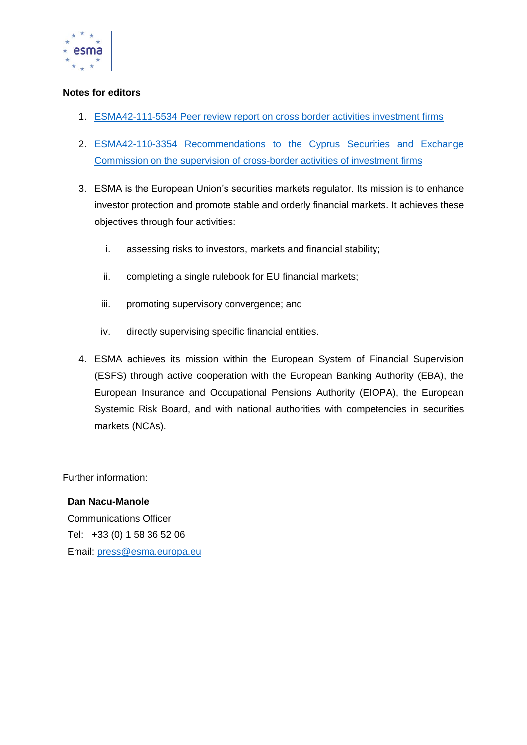**Notes for editors**

1. ESMA42-111-5534 Peer review report on cross border activities investment firms

2. ESMA42-110-3354 Recommendations to the Cyprus Securities and Exchange Commission on the supervision of cross-border activities of investment firms

3. ESMA is the European Union's securities markets regulator. Its mission is to enhance investor protection and promote stable and orderly financial markets. It achieves these objectives through four activities:

   i. assessing risks to investors, markets and financial stability;

   ii. completing a single rulebook for EU financial markets;

   iii. promoting supervisory convergence; and

   iv. directly supervising specific financial entities.

4. ESMA achieves its mission within the European System of Financial Supervision (ESFS) through active cooperation with the European Banking Authority (EBA), the European Insurance and Occupational Pensions Authority (EIOPA), the European Systemic Risk Board, and with national authorities with competencies in securities markets (NCAs).

Further information:

**Dan Nacu-Manole**
Communications Officer
Tel: +33 (0) 1 58 36 52 06
Email: press@esma.europa.eu